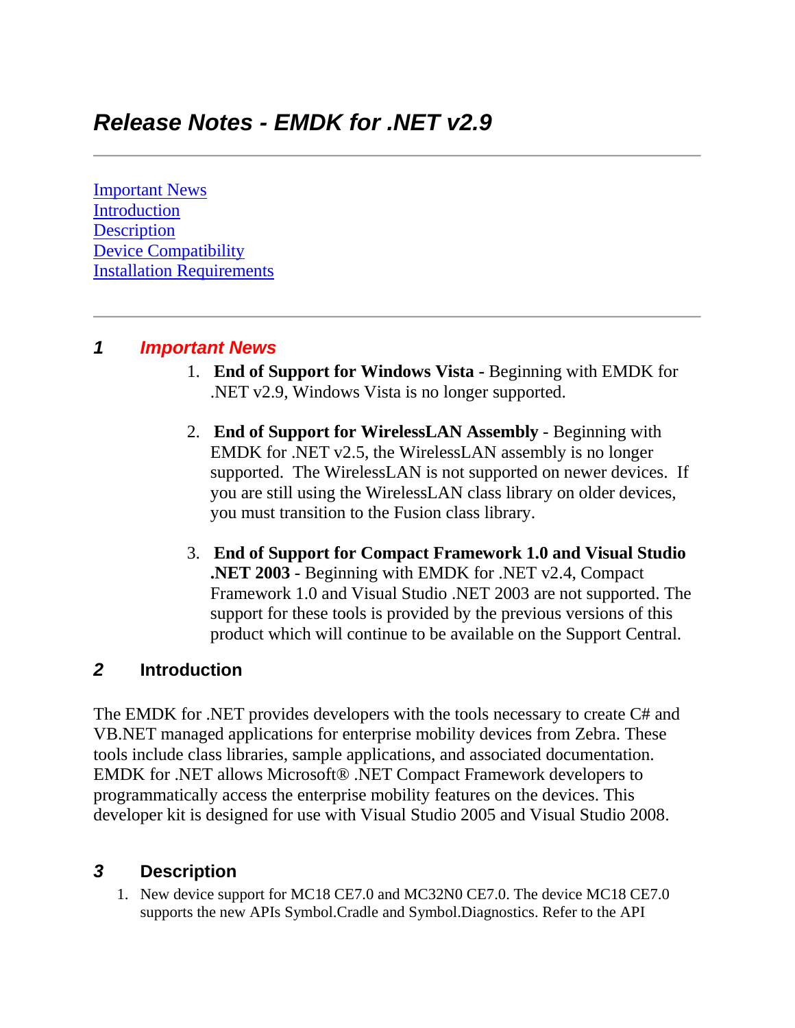# *Release Notes - EMDK for .NET v2.9*

---

[Important News](#)
[Introduction](#)
[Description](#)
[Device Compatibility](#)
[Installation Requirements](#)

---

## *1 Important News*

1. **End of Support for Windows Vista -** Beginning with EMDK for .NET v2.9, Windows Vista is no longer supported.

2. **End of Support for WirelessLAN Assembly** - Beginning with EMDK for .NET v2.5, the WirelessLAN assembly is no longer supported. The WirelessLAN is not supported on newer devices. If you are still using the WirelessLAN class library on older devices, you must transition to the Fusion class library.

3. **End of Support for Compact Framework 1.0 and Visual Studio .NET 2003** - Beginning with EMDK for .NET v2.4, Compact Framework 1.0 and Visual Studio .NET 2003 are not supported. The support for these tools is provided by the previous versions of this product which will continue to be available on the Support Central.

## *2* Introduction

The EMDK for .NET provides developers with the tools necessary to create C# and VB.NET managed applications for enterprise mobility devices from Zebra. These tools include class libraries, sample applications, and associated documentation. EMDK for .NET allows Microsoft® .NET Compact Framework developers to programmatically access the enterprise mobility features on the devices. This developer kit is designed for use with Visual Studio 2005 and Visual Studio 2008.

## *3* Description

1. New device support for MC18 CE7.0 and MC32N0 CE7.0. The device MC18 CE7.0 supports the new APIs Symbol.Cradle and Symbol.Diagnostics. Refer to the API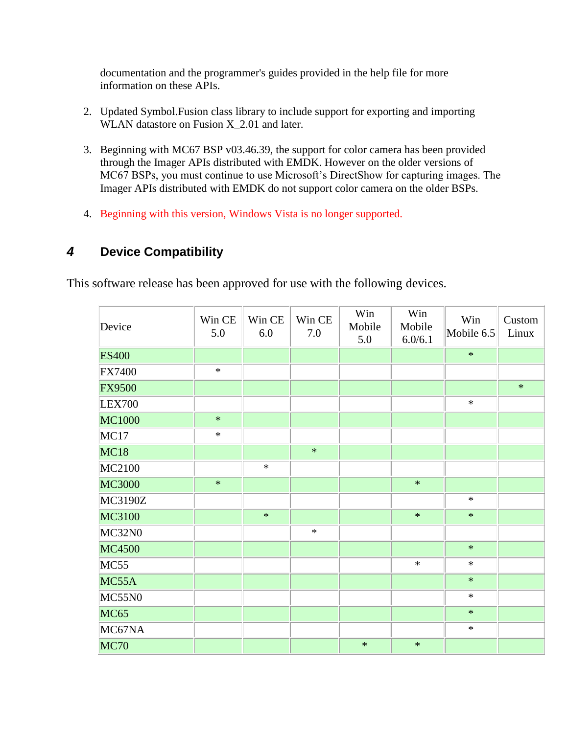documentation and the programmer's guides provided in the help file for more information on these APIs.

2. Updated Symbol.Fusion class library to include support for exporting and importing WLAN datastore on Fusion X_2.01 and later.

3. Beginning with MC67 BSP v03.46.39, the support for color camera has been provided through the Imager APIs distributed with EMDK. However on the older versions of MC67 BSPs, you must continue to use Microsoft's DirectShow for capturing images. The Imager APIs distributed with EMDK do not support color camera on the older BSPs.

4. Beginning with this version, Windows Vista is no longer supported.

# 4 Device Compatibility

This software release has been approved for use with the following devices.

| Device | Win CE 5.0 | Win CE 6.0 | Win CE 7.0 | Win Mobile 5.0 | Win Mobile 6.0/6.1 | Win Mobile 6.5 | Custom Linux |
|---|---|---|---|---|---|---|---|
| ES400 | | | | | | * | |
| FX7400 | * | | | | | | |
| FX9500 | | | | | | | * |
| LEX700 | | | | | | * | |
| MC1000 | * | | | | | | |
| MC17 | * | | | | | | |
| MC18 | | | * | | | | |
| MC2100 | | * | | | | | |
| MC3000 | * | | | | * | | |
| MC3190Z | | | | | | * | |
| MC3100 | | * | | | * | * | |
| MC32N0 | | | * | | | | |
| MC4500 | | | | | | * | |
| MC55 | | | | | * | * | |
| MC55A | | | | | | * | |
| MC55N0 | | | | | | * | |
| MC65 | | | | | | * | |
| MC67NA | | | | | | * | |
| MC70 | | | | * | * | | |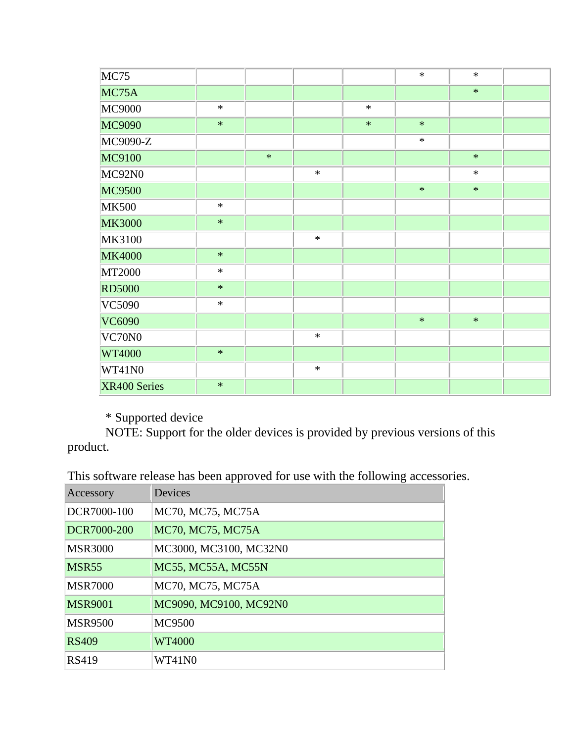| | | | | | | | |
|---|---|---|---|---|---|---|---|
| MC75 | | | | | * | * | |
| MC75A | | | | | | * | |
| MC9000 | * | | | * | | | |
| MC9090 | * | | | * | * | | |
| MC9090-Z | | | | | * | | |
| MC9100 | | * | | | | * | |
| MC92N0 | | | * | | | * | |
| MC9500 | | | | | * | * | |
| MK500 | * | | | | | | |
| MK3000 | * | | | | | | |
| MK3100 | | | * | | | | |
| MK4000 | * | | | | | | |
| MT2000 | * | | | | | | |
| RD5000 | * | | | | | | |
| VC5090 | * | | | | | | |
| VC6090 | | | | | * | * | |
| VC70N0 | | | * | | | | |
| WT4000 | * | | | | | | |
| WT41N0 | | | * | | | | |
| XR400 Series | * | | | | | | |

* Supported device

NOTE: Support for the older devices is provided by previous versions of this product.

This software release has been approved for use with the following accessories.

| Accessory | Devices |
|---|---|
| DCR7000-100 | MC70, MC75, MC75A |
| DCR7000-200 | MC70, MC75, MC75A |
| MSR3000 | MC3000, MC3100, MC32N0 |
| MSR55 | MC55, MC55A, MC55N |
| MSR7000 | MC70, MC75, MC75A |
| MSR9001 | MC9090, MC9100, MC92N0 |
| MSR9500 | MC9500 |
| RS409 | WT4000 |
| RS419 | WT41N0 |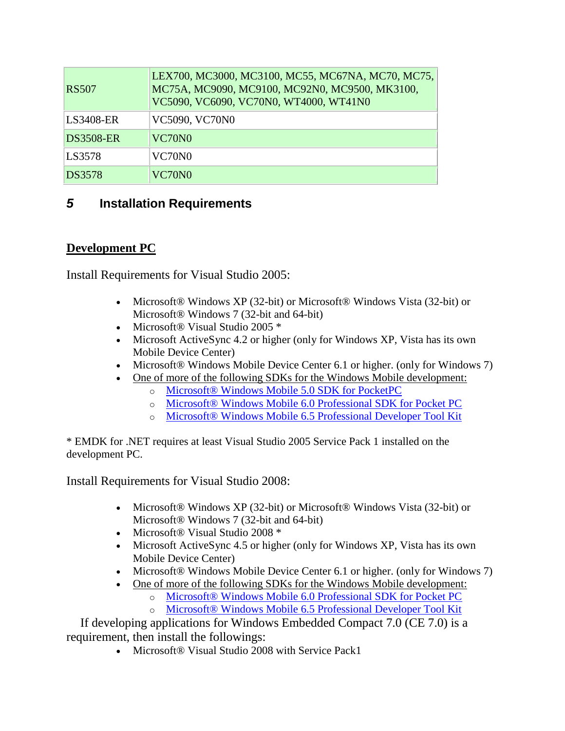| RS507 | LEX700, MC3000, MC3100, MC55, MC67NA, MC70, MC75, MC75A, MC9090, MC9100, MC92N0, MC9500, MK3100, VC5090, VC6090, VC70N0, WT4000, WT41N0 |
|---|---|
| LS3408-ER | VC5090, VC70N0 |
| DS3508-ER | VC70N0 |
| LS3578 | VC70N0 |
| DS3578 | VC70N0 |

## 5 Installation Requirements

### Development PC

Install Requirements for Visual Studio 2005:

- Microsoft® Windows XP (32-bit) or Microsoft® Windows Vista (32-bit) or Microsoft® Windows 7 (32-bit and 64-bit)
- Microsoft® Visual Studio 2005 *
- Microsoft ActiveSync 4.2 or higher (only for Windows XP, Vista has its own Mobile Device Center)
- Microsoft® Windows Mobile Device Center 6.1 or higher. (only for Windows 7)
- One of more of the following SDKs for the Windows Mobile development:
  - Microsoft® Windows Mobile 5.0 SDK for PocketPC
  - Microsoft® Windows Mobile 6.0 Professional SDK for Pocket PC
  - Microsoft® Windows Mobile 6.5 Professional Developer Tool Kit

* EMDK for .NET requires at least Visual Studio 2005 Service Pack 1 installed on the development PC.

Install Requirements for Visual Studio 2008:

- Microsoft® Windows XP (32-bit) or Microsoft® Windows Vista (32-bit) or Microsoft® Windows 7 (32-bit and 64-bit)
- Microsoft® Visual Studio 2008 *
- Microsoft ActiveSync 4.5 or higher (only for Windows XP, Vista has its own Mobile Device Center)
- Microsoft® Windows Mobile Device Center 6.1 or higher. (only for Windows 7)
- One of more of the following SDKs for the Windows Mobile development:
  - Microsoft® Windows Mobile 6.0 Professional SDK for Pocket PC
  - Microsoft® Windows Mobile 6.5 Professional Developer Tool Kit

If developing applications for Windows Embedded Compact 7.0 (CE 7.0) is a requirement, then install the followings:

- Microsoft® Visual Studio 2008 with Service Pack1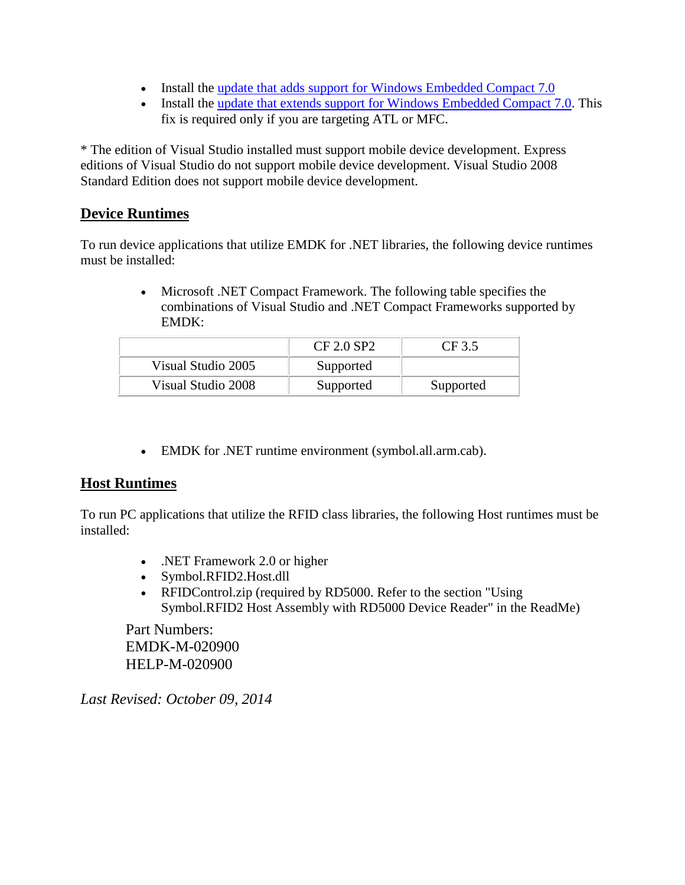- Install the update that adds support for Windows Embedded Compact 7.0
- Install the update that extends support for Windows Embedded Compact 7.0. This fix is required only if you are targeting ATL or MFC.

* The edition of Visual Studio installed must support mobile device development. Express editions of Visual Studio do not support mobile device development. Visual Studio 2008 Standard Edition does not support mobile device development.

## Device Runtimes

To run device applications that utilize EMDK for .NET libraries, the following device runtimes must be installed:

- Microsoft .NET Compact Framework. The following table specifies the combinations of Visual Studio and .NET Compact Frameworks supported by EMDK:

| | CF 2.0 SP2 | CF 3.5 |
|---|---|---|
| Visual Studio 2005 | Supported | |
| Visual Studio 2008 | Supported | Supported |

- EMDK for .NET runtime environment (symbol.all.arm.cab).

## Host Runtimes

To run PC applications that utilize the RFID class libraries, the following Host runtimes must be installed:

- .NET Framework 2.0 or higher
- Symbol.RFID2.Host.dll
- RFIDControl.zip (required by RD5000. Refer to the section "Using Symbol.RFID2 Host Assembly with RD5000 Device Reader" in the ReadMe)

Part Numbers:
EMDK-M-020900
HELP-M-020900

*Last Revised: October 09, 2014*